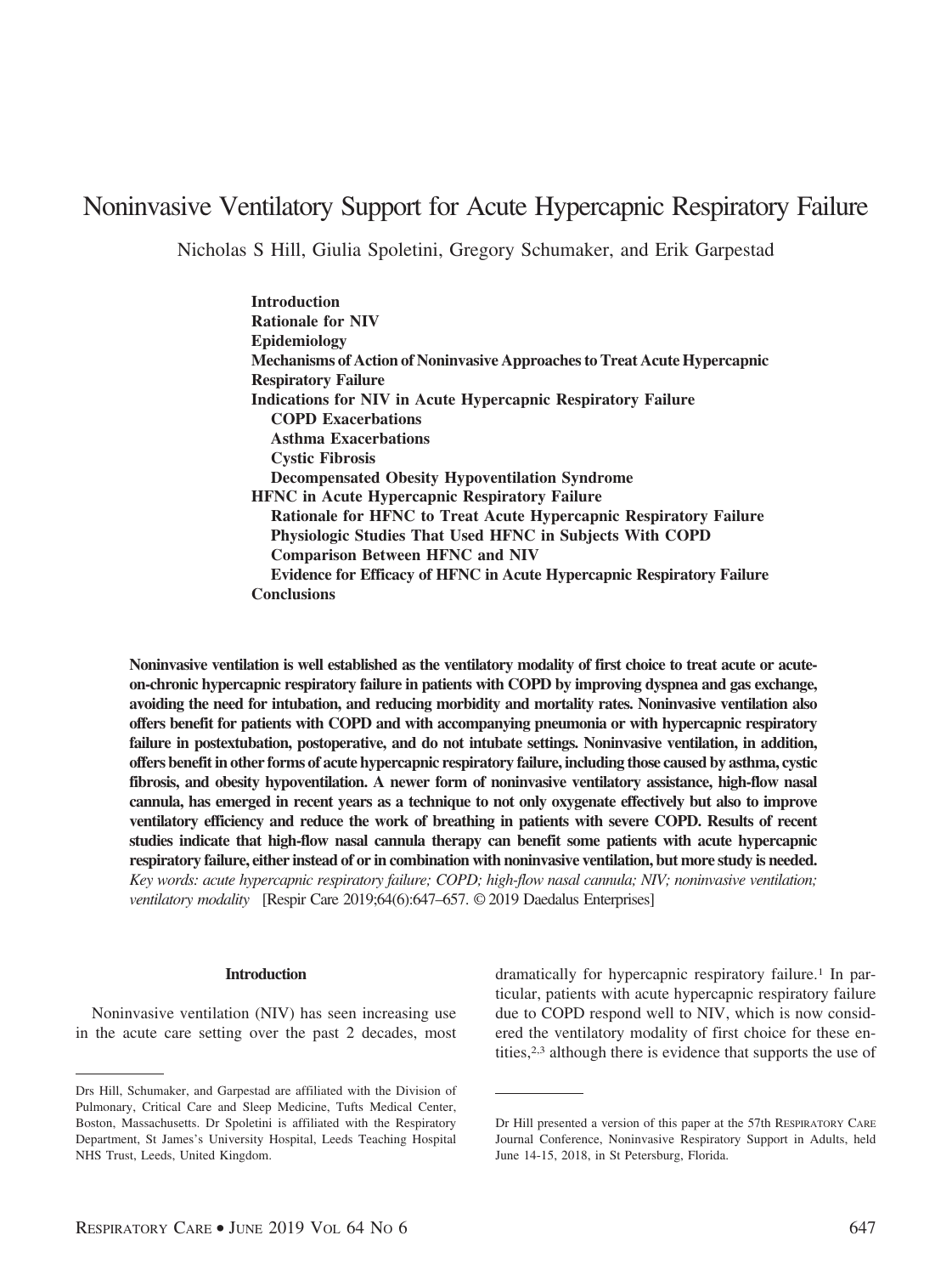# Noninvasive Ventilatory Support for Acute Hypercapnic Respiratory Failure

Nicholas S Hill, Giulia Spoletini, Gregory Schumaker, and Erik Garpestad

**Introduction**
**Rationale for NIV**
**Epidemiology**
**Mechanisms of Action of Noninvasive Approaches to Treat Acute Hypercapnic Respiratory Failure**
**Indications for NIV in Acute Hypercapnic Respiratory Failure**
- **COPD Exacerbations**
- **Asthma Exacerbations**
- **Cystic Fibrosis**
- **Decompensated Obesity Hypoventilation Syndrome**

**HFNC in Acute Hypercapnic Respiratory Failure**
- **Rationale for HFNC to Treat Acute Hypercapnic Respiratory Failure**
- **Physiologic Studies That Used HFNC in Subjects With COPD**
- **Comparison Between HFNC and NIV**
- **Evidence for Efficacy of HFNC in Acute Hypercapnic Respiratory Failure**

**Conclusions**

**Noninvasive ventilation is well established as the ventilatory modality of first choice to treat acute or acute-on-chronic hypercapnic respiratory failure in patients with COPD by improving dyspnea and gas exchange, avoiding the need for intubation, and reducing morbidity and mortality rates. Noninvasive ventilation also offers benefit for patients with COPD and with accompanying pneumonia or with hypercapnic respiratory failure in postextubation, postoperative, and do not intubate settings. Noninvasive ventilation, in addition, offers benefit in other forms of acute hypercapnic respiratory failure, including those caused by asthma, cystic fibrosis, and obesity hypoventilation. A newer form of noninvasive ventilatory assistance, high-flow nasal cannula, has emerged in recent years as a technique to not only oxygenate effectively but also to improve ventilatory efficiency and reduce the work of breathing in patients with severe COPD. Results of recent studies indicate that high-flow nasal cannula therapy can benefit some patients with acute hypercapnic respiratory failure, either instead of or in combination with noninvasive ventilation, but more study is needed.** *Key words: acute hypercapnic respiratory failure; COPD; high-flow nasal cannula; NIV; noninvasive ventilation; ventilatory modality* [Respir Care 2019;64(6):647–657. © 2019 Daedalus Enterprises]

## Introduction

Noninvasive ventilation (NIV) has seen increasing use in the acute care setting over the past 2 decades, most dramatically for hypercapnic respiratory failure.[1] In particular, patients with acute hypercapnic respiratory failure due to COPD respond well to NIV, which is now considered the ventilatory modality of first choice for these entities,[2,3] although there is evidence that supports the use of

Drs Hill, Schumaker, and Garpestad are affiliated with the Division of Pulmonary, Critical Care and Sleep Medicine, Tufts Medical Center, Boston, Massachusetts. Dr Spoletini is affiliated with the Respiratory Department, St James's University Hospital, Leeds Teaching Hospital NHS Trust, Leeds, United Kingdom.

Dr Hill presented a version of this paper at the 57th Respiratory Care Journal Conference, Noninvasive Respiratory Support in Adults, held June 14-15, 2018, in St Petersburg, Florida.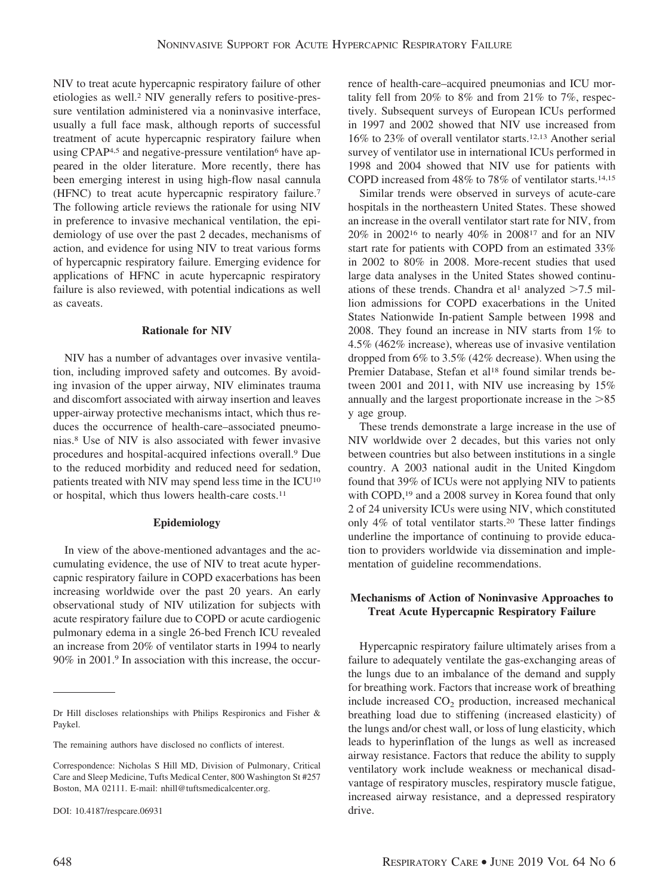NIV to treat acute hypercapnic respiratory failure of other etiologies as well.[2] NIV generally refers to positive-pressure ventilation administered via a noninvasive interface, usually a full face mask, although reports of successful treatment of acute hypercapnic respiratory failure when using CPAP[4,5] and negative-pressure ventilation[6] have appeared in the older literature. More recently, there has been emerging interest in using high-flow nasal cannula (HFNC) to treat acute hypercapnic respiratory failure.[7] The following article reviews the rationale for using NIV in preference to invasive mechanical ventilation, the epidemiology of use over the past 2 decades, mechanisms of action, and evidence for using NIV to treat various forms of hypercapnic respiratory failure. Emerging evidence for applications of HFNC in acute hypercapnic respiratory failure is also reviewed, with potential indications as well as caveats.

## Rationale for NIV

NIV has a number of advantages over invasive ventilation, including improved safety and outcomes. By avoiding invasion of the upper airway, NIV eliminates trauma and discomfort associated with airway insertion and leaves upper-airway protective mechanisms intact, which thus reduces the occurrence of health-care–associated pneumonias.[8] Use of NIV is also associated with fewer invasive procedures and hospital-acquired infections overall.[9] Due to the reduced morbidity and reduced need for sedation, patients treated with NIV may spend less time in the ICU[10] or hospital, which thus lowers health-care costs.[11]

## Epidemiology

In view of the above-mentioned advantages and the accumulating evidence, the use of NIV to treat acute hypercapnic respiratory failure in COPD exacerbations has been increasing worldwide over the past 20 years. An early observational study of NIV utilization for subjects with acute respiratory failure due to COPD or acute cardiogenic pulmonary edema in a single 26-bed French ICU revealed an increase from 20% of ventilator starts in 1994 to nearly 90% in 2001.[9] In association with this increase, the occurrence of health-care–acquired pneumonias and ICU mortality fell from 20% to 8% and from 21% to 7%, respectively. Subsequent surveys of European ICUs performed in 1997 and 2002 showed that NIV use increased from 16% to 23% of overall ventilator starts.[12,13] Another serial survey of ventilator use in international ICUs performed in 1998 and 2004 showed that NIV use for patients with COPD increased from 48% to 78% of ventilator starts.[14,15]

Similar trends were observed in surveys of acute-care hospitals in the northeastern United States. These showed an increase in the overall ventilator start rate for NIV, from 20% in 2002[16] to nearly 40% in 2008[17] and for an NIV start rate for patients with COPD from an estimated 33% in 2002 to 80% in 2008. More-recent studies that used large data analyses in the United States showed continuations of these trends. Chandra et al[1] analyzed >7.5 million admissions for COPD exacerbations in the United States Nationwide In-patient Sample between 1998 and 2008. They found an increase in NIV starts from 1% to 4.5% (462% increase), whereas use of invasive ventilation dropped from 6% to 3.5% (42% decrease). When using the Premier Database, Stefan et al[18] found similar trends between 2001 and 2011, with NIV use increasing by 15% annually and the largest proportionate increase in the >85 y age group.

These trends demonstrate a large increase in the use of NIV worldwide over 2 decades, but this varies not only between countries but also between institutions in a single country. A 2003 national audit in the United Kingdom found that 39% of ICUs were not applying NIV to patients with COPD,[19] and a 2008 survey in Korea found that only 2 of 24 university ICUs were using NIV, which constituted only 4% of total ventilator starts.[20] These latter findings underline the importance of continuing to provide education to providers worldwide via dissemination and implementation of guideline recommendations.

## Mechanisms of Action of Noninvasive Approaches to Treat Acute Hypercapnic Respiratory Failure

Hypercapnic respiratory failure ultimately arises from a failure to adequately ventilate the gas-exchanging areas of the lungs due to an imbalance of the demand and supply for breathing work. Factors that increase work of breathing include increased $CO_2$ production, increased mechanical breathing load due to stiffening (increased elasticity) of the lungs and/or chest wall, or loss of lung elasticity, which leads to hyperinflation of the lungs as well as increased airway resistance. Factors that reduce the ability to supply ventilatory work include weakness or mechanical disadvantage of respiratory muscles, respiratory muscle fatigue, increased airway resistance, and a depressed respiratory drive.

---

Dr Hill discloses relationships with Philips Respironics and Fisher & Paykel.

The remaining authors have disclosed no conflicts of interest.

Correspondence: Nicholas S Hill MD, Division of Pulmonary, Critical Care and Sleep Medicine, Tufts Medical Center, 800 Washington St #257 Boston, MA 02111. E-mail: nhill@tuftsmedicalcenter.org.

DOI: 10.4187/respcare.06931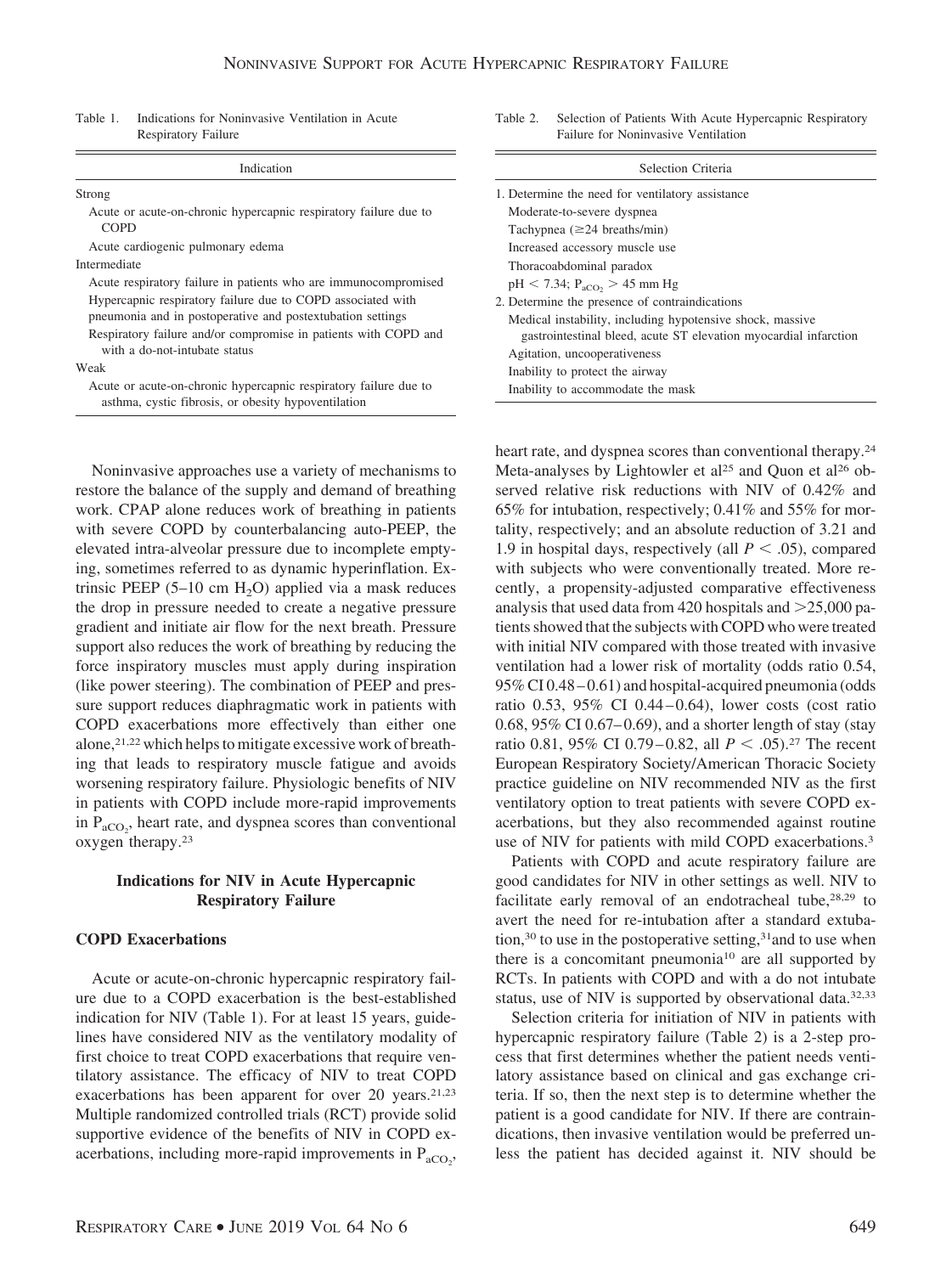Table 1. Indications for Noninvasive Ventilation in Acute Respiratory Failure

| Indication |
|---|
| Strong |
| Acute or acute-on-chronic hypercapnic respiratory failure due to COPD |
| Acute cardiogenic pulmonary edema |
| Intermediate |
| Acute respiratory failure in patients who are immunocompromised |
| Hypercapnic respiratory failure due to COPD associated with pneumonia and in postoperative and postextubation settings |
| Respiratory failure and/or compromise in patients with COPD and with a do-not-intubate status |
| Weak |
| Acute or acute-on-chronic hypercapnic respiratory failure due to asthma, cystic fibrosis, or obesity hypoventilation |

Table 2. Selection of Patients With Acute Hypercapnic Respiratory Failure for Noninvasive Ventilation

| Selection Criteria |
|---|
| 1. Determine the need for ventilatory assistance |
| Moderate-to-severe dyspnea |
| Tachypnea (≥24 breaths/min) |
| Increased accessory muscle use |
| Thoracoabdominal paradox |
| pH < 7.34; $P_{aCO_2}$ > 45 mm Hg |
| 2. Determine the presence of contraindications |
| Medical instability, including hypotensive shock, massive gastrointestinal bleed, acute ST elevation myocardial infarction |
| Agitation, uncooperativeness |
| Inability to protect the airway |
| Inability to accommodate the mask |

Noninvasive approaches use a variety of mechanisms to restore the balance of the supply and demand of breathing work. CPAP alone reduces work of breathing in patients with severe COPD by counterbalancing auto-PEEP, the elevated intra-alveolar pressure due to incomplete emptying, sometimes referred to as dynamic hyperinflation. Extrinsic PEEP (5–10 cm $H_2O$) applied via a mask reduces the drop in pressure needed to create a negative pressure gradient and initiate air flow for the next breath. Pressure support also reduces the work of breathing by reducing the force inspiratory muscles must apply during inspiration (like power steering). The combination of PEEP and pressure support reduces diaphragmatic work in patients with COPD exacerbations more effectively than either one alone,[21,22] which helps to mitigate excessive work of breathing that leads to respiratory muscle fatigue and avoids worsening respiratory failure. Physiologic benefits of NIV in patients with COPD include more-rapid improvements in $P_{aCO_2}$, heart rate, and dyspnea scores than conventional oxygen therapy.[23]

## Indications for NIV in Acute Hypercapnic Respiratory Failure

### COPD Exacerbations

Acute or acute-on-chronic hypercapnic respiratory failure due to a COPD exacerbation is the best-established indication for NIV (Table 1). For at least 15 years, guidelines have considered NIV as the ventilatory modality of first choice to treat COPD exacerbations that require ventilatory assistance. The efficacy of NIV to treat COPD exacerbations has been apparent for over 20 years.[21,23] Multiple randomized controlled trials (RCT) provide solid supportive evidence of the benefits of NIV in COPD exacerbations, including more-rapid improvements in $P_{aCO_2}$, heart rate, and dyspnea scores than conventional therapy.[24] Meta-analyses by Lightowler et al[25] and Quon et al[26] observed relative risk reductions with NIV of 0.42% and 65% for intubation, respectively; 0.41% and 55% for mortality, respectively; and an absolute reduction of 3.21 and 1.9 in hospital days, respectively (all $P < .05$), compared with subjects who were conventionally treated. More recently, a propensity-adjusted comparative effectiveness analysis that used data from 420 hospitals and >25,000 patients showed that the subjects with COPD who were treated with initial NIV compared with those treated with invasive ventilation had a lower risk of mortality (odds ratio 0.54, 95% CI 0.48–0.61) and hospital-acquired pneumonia (odds ratio 0.53, 95% CI 0.44–0.64), lower costs (cost ratio 0.68, 95% CI 0.67–0.69), and a shorter length of stay (stay ratio 0.81, 95% CI 0.79–0.82, all $P < .05$).[27] The recent European Respiratory Society/American Thoracic Society practice guideline on NIV recommended NIV as the first ventilatory option to treat patients with severe COPD exacerbations, but they also recommended against routine use of NIV for patients with mild COPD exacerbations.[3]

Patients with COPD and acute respiratory failure are good candidates for NIV in other settings as well. NIV to facilitate early removal of an endotracheal tube,[28,29] to avert the need for re-intubation after a standard extubation,[30] to use in the postoperative setting,[31] and to use when there is a concomitant pneumonia[10] are all supported by RCTs. In patients with COPD and with a do not intubate status, use of NIV is supported by observational data.[32,33]

Selection criteria for initiation of NIV in patients with hypercapnic respiratory failure (Table 2) is a 2-step process that first determines whether the patient needs ventilatory assistance based on clinical and gas exchange criteria. If so, then the next step is to determine whether the patient is a good candidate for NIV. If there are contraindications, then invasive ventilation would be preferred unless the patient has decided against it. NIV should be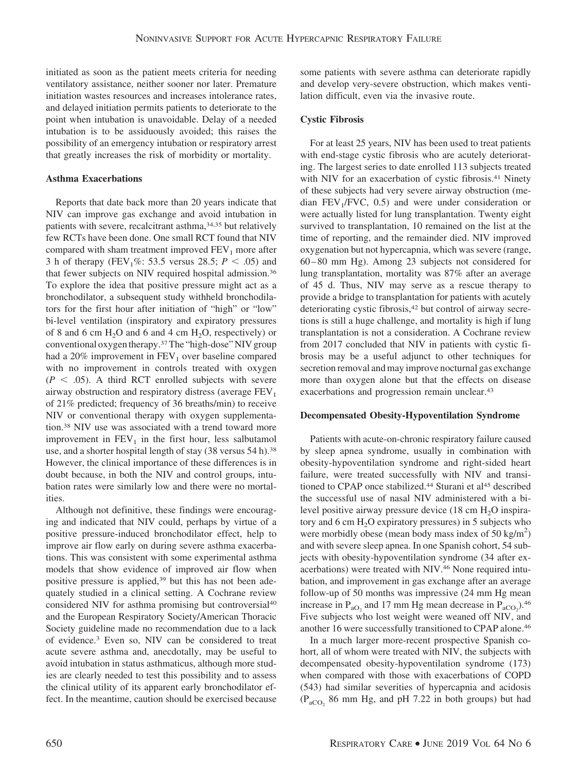initiated as soon as the patient meets criteria for needing ventilatory assistance, neither sooner nor later. Premature initiation wastes resources and increases intolerance rates, and delayed initiation permits patients to deteriorate to the point when intubation is unavoidable. Delay of a needed intubation is to be assiduously avoided; this raises the possibility of an emergency intubation or respiratory arrest that greatly increases the risk of morbidity or mortality.

### Asthma Exacerbations

Reports that date back more than 20 years indicate that NIV can improve gas exchange and avoid intubation in patients with severe, recalcitrant asthma,[34,35] but relatively few RCTs have been done. One small RCT found that NIV compared with sham treatment improved $FEV_1$ more after 3 h of therapy ($FEV_1$%: 53.5 versus 28.5; $P < .05$) and that fewer subjects on NIV required hospital admission.[36] To explore the idea that positive pressure might act as a bronchodilator, a subsequent study withheld bronchodilators for the first hour after initiation of "high" or "low" bi-level ventilation (inspiratory and expiratory pressures of 8 and 6 cm $H_2O$ and 6 and 4 cm $H_2O$, respectively) or conventional oxygen therapy.[37] The "high-dose" NIV group had a 20% improvement in $FEV_1$ over baseline compared with no improvement in controls treated with oxygen ($P < .05$). A third RCT enrolled subjects with severe airway obstruction and respiratory distress (average $FEV_1$ of 21% predicted; frequency of 36 breaths/min) to receive NIV or conventional therapy with oxygen supplementation.[38] NIV use was associated with a trend toward more improvement in $FEV_1$ in the first hour, less salbutamol use, and a shorter hospital length of stay (38 versus 54 h).[38] However, the clinical importance of these differences is in doubt because, in both the NIV and control groups, intubation rates were similarly low and there were no mortalities.

Although not definitive, these findings were encouraging and indicated that NIV could, perhaps by virtue of a positive pressure-induced bronchodilator effect, help to improve air flow early on during severe asthma exacerbations. This was consistent with some experimental asthma models that show evidence of improved air flow when positive pressure is applied,[39] but this has not been adequately studied in a clinical setting. A Cochrane review considered NIV for asthma promising but controversial[40] and the European Respiratory Society/American Thoracic Society guideline made no recommendation due to a lack of evidence.[3] Even so, NIV can be considered to treat acute severe asthma and, anecdotally, may be useful to avoid intubation in status asthmaticus, although more studies are clearly needed to test this possibility and to assess the clinical utility of its apparent early bronchodilator effect. In the meantime, caution should be exercised because some patients with severe asthma can deteriorate rapidly and develop very-severe obstruction, which makes ventilation difficult, even via the invasive route.

### Cystic Fibrosis

For at least 25 years, NIV has been used to treat patients with end-stage cystic fibrosis who are acutely deteriorating. The largest series to date enrolled 113 subjects treated with NIV for an exacerbation of cystic fibrosis.[41] Ninety of these subjects had very severe airway obstruction (median $FEV_1/FVC$, 0.5) and were under consideration or were actually listed for lung transplantation. Twenty eight survived to transplantation, 10 remained on the list at the time of reporting, and the remainder died. NIV improved oxygenation but not hypercapnia, which was severe (range, 60–80 mm Hg). Among 23 subjects not considered for lung transplantation, mortality was 87% after an average of 45 d. Thus, NIV may serve as a rescue therapy to provide a bridge to transplantation for patients with acutely deteriorating cystic fibrosis,[42] but control of airway secretions is still a huge challenge, and mortality is high if lung transplantation is not a consideration. A Cochrane review from 2017 concluded that NIV in patients with cystic fibrosis may be a useful adjunct to other techniques for secretion removal and may improve nocturnal gas exchange more than oxygen alone but that the effects on disease exacerbations and progression remain unclear.[43]

### Decompensated Obesity-Hypoventilation Syndrome

Patients with acute-on-chronic respiratory failure caused by sleep apnea syndrome, usually in combination with obesity-hypoventilation syndrome and right-sided heart failure, were treated successfully with NIV and transitioned to CPAP once stabilized.[44] Sturani et al[45] described the successful use of nasal NIV administered with a bi-level positive airway pressure device (18 cm $H_2O$ inspiratory and 6 cm $H_2O$ expiratory pressures) in 5 subjects who were morbidly obese (mean body mass index of 50 $kg/m^2$) and with severe sleep apnea. In one Spanish cohort, 54 subjects with obesity-hypoventilation syndrome (34 after exacerbations) were treated with NIV.[46] None required intubation, and improvement in gas exchange after an average follow-up of 50 months was impressive (24 mm Hg mean increase in $P_{aO_2}$ and 17 mm Hg mean decrease in $P_{aCO_2}$).[46] Five subjects who lost weight were weaned off NIV, and another 16 were successfully transitioned to CPAP alone.[46]

In a much larger more-recent prospective Spanish cohort, all of whom were treated with NIV, the subjects with decompensated obesity-hypoventilation syndrome (173) when compared with those with exacerbations of COPD (543) had similar severities of hypercapnia and acidosis ($P_{aCO_2}$ 86 mm Hg, and pH 7.22 in both groups) but had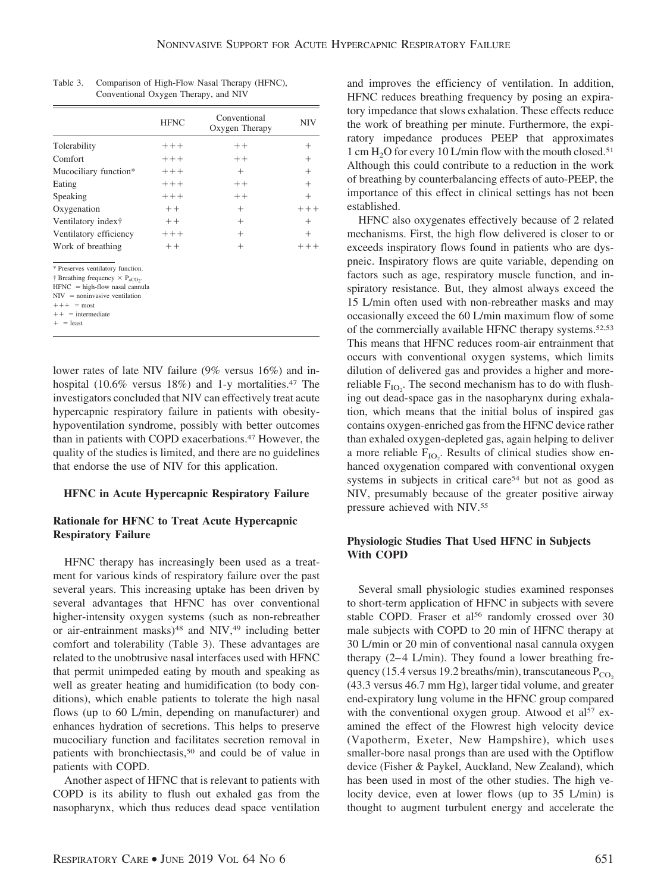Table 3. Comparison of High-Flow Nasal Therapy (HFNC), Conventional Oxygen Therapy, and NIV

| | HFNC | Conventional Oxygen Therapy | NIV |
|---|---|---|---|
| Tolerability | +++ | ++ | + |
| Comfort | +++ | ++ | + |
| Mucociliary function* | +++ | + | + |
| Eating | +++ | ++ | + |
| Speaking | +++ | ++ | + |
| Oxygenation | ++ | + | +++ |
| Ventilatory index† | ++ | + | + |
| Ventilatory efficiency | +++ | + | + |
| Work of breathing | ++ | + | +++ |

\* Preserves ventilatory function.
† Breathing frequency × $P_{aCO_2}$.
HFNC = high-flow nasal cannula
NIV = noninvasive ventilation
+++ = most
++ = intermediate
+ = least

lower rates of late NIV failure (9% versus 16%) and in-hospital (10.6% versus 18%) and 1-y mortalities.[47] The investigators concluded that NIV can effectively treat acute hypercapnic respiratory failure in patients with obesity-hypoventilation syndrome, possibly with better outcomes than in patients with COPD exacerbations.[47] However, the quality of the studies is limited, and there are no guidelines that endorse the use of NIV for this application.

## HFNC in Acute Hypercapnic Respiratory Failure

### Rationale for HFNC to Treat Acute Hypercapnic Respiratory Failure

HFNC therapy has increasingly been used as a treatment for various kinds of respiratory failure over the past several years. This increasing uptake has been driven by several advantages that HFNC has over conventional higher-intensity oxygen systems (such as non-rebreather or air-entrainment masks)[48] and NIV,[49] including better comfort and tolerability (Table 3). These advantages are related to the unobtrusive nasal interfaces used with HFNC that permit unimpeded eating by mouth and speaking as well as greater heating and humidification (to body conditions), which enable patients to tolerate the high nasal flows (up to 60 L/min, depending on manufacturer) and enhances hydration of secretions. This helps to preserve mucociliary function and facilitates secretion removal in patients with bronchiectasis,[50] and could be of value in patients with COPD.

Another aspect of HFNC that is relevant to patients with COPD is its ability to flush out exhaled gas from the nasopharynx, which thus reduces dead space ventilation and improves the efficiency of ventilation. In addition, HFNC reduces breathing frequency by posing an expiratory impedance that slows exhalation. These effects reduce the work of breathing per minute. Furthermore, the expiratory impedance produces PEEP that approximates 1 cm $H_2O$ for every 10 L/min flow with the mouth closed.[51] Although this could contribute to a reduction in the work of breathing by counterbalancing effects of auto-PEEP, the importance of this effect in clinical settings has not been established.

HFNC also oxygenates effectively because of 2 related mechanisms. First, the high flow delivered is closer to or exceeds inspiratory flows found in patients who are dyspneic. Inspiratory flows are quite variable, depending on factors such as age, respiratory muscle function, and inspiratory resistance. But, they almost always exceed the 15 L/min often used with non-rebreather masks and may occasionally exceed the 60 L/min maximum flow of some of the commercially available HFNC therapy systems.[52,53] This means that HFNC reduces room-air entrainment that occurs with conventional oxygen systems, which limits dilution of delivered gas and provides a higher and more-reliable $F_{IO_2}$. The second mechanism has to do with flushing out dead-space gas in the nasopharynx during exhalation, which means that the initial bolus of inspired gas contains oxygen-enriched gas from the HFNC device rather than exhaled oxygen-depleted gas, again helping to deliver a more reliable $F_{IO_2}$. Results of clinical studies show enhanced oxygenation compared with conventional oxygen systems in subjects in critical care[54] but not as good as NIV, presumably because of the greater positive airway pressure achieved with NIV.[55]

### Physiologic Studies That Used HFNC in Subjects With COPD

Several small physiologic studies examined responses to short-term application of HFNC in subjects with severe stable COPD. Fraser et al[56] randomly crossed over 30 male subjects with COPD to 20 min of HFNC therapy at 30 L/min or 20 min of conventional nasal cannula oxygen therapy (2–4 L/min). They found a lower breathing frequency (15.4 versus 19.2 breaths/min), transcutaneous $P_{CO_2}$ (43.3 versus 46.7 mm Hg), larger tidal volume, and greater end-expiratory lung volume in the HFNC group compared with the conventional oxygen group. Atwood et al[57] examined the effect of the Flowrest high velocity device (Vapotherm, Exeter, New Hampshire), which uses smaller-bore nasal prongs than are used with the Optiflow device (Fisher & Paykel, Auckland, New Zealand), which has been used in most of the other studies. The high velocity device, even at lower flows (up to 35 L/min) is thought to augment turbulent energy and accelerate the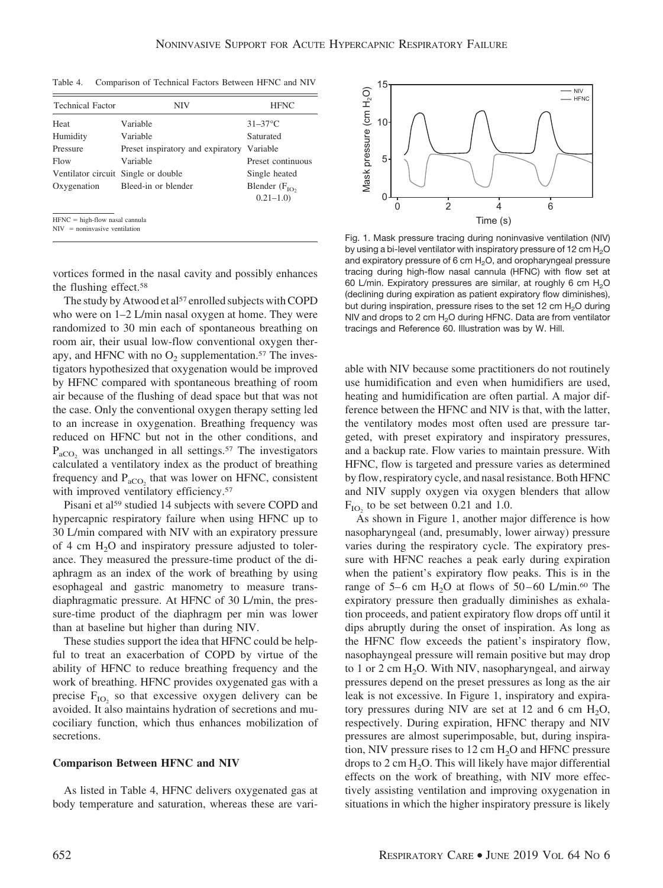Table 4. Comparison of Technical Factors Between HFNC and NIV

| Technical Factor | NIV | HFNC |
|---|---|---|
| Heat | Variable | 31–37°C |
| Humidity | Variable | Saturated |
| Pressure | Preset inspiratory and expiratory | Variable |
| Flow | Variable | Preset continuous |
| Ventilator circuit | Single or double | Single heated |
| Oxygenation | Bleed-in or blender | Blender ($F_{IO_2}$ 0.21–1.0) |

HFNC = high-flow nasal cannula
NIV = noninvasive ventilation

vortices formed in the nasal cavity and possibly enhances the flushing effect.[58]

The study by Atwood et al[57] enrolled subjects with COPD who were on 1–2 L/min nasal oxygen at home. They were randomized to 30 min each of spontaneous breathing on room air, their usual low-flow conventional oxygen therapy, and HFNC with no $O_2$ supplementation.[57] The investigators hypothesized that oxygenation would be improved by HFNC compared with spontaneous breathing of room air because of the flushing of dead space but that was not the case. Only the conventional oxygen therapy setting led to an increase in oxygenation. Breathing frequency was reduced on HFNC but not in the other conditions, and $P_{aCO_2}$ was unchanged in all settings.[57] The investigators calculated a ventilatory index as the product of breathing frequency and $P_{aCO_2}$ that was lower on HFNC, consistent with improved ventilatory efficiency.[57]

Pisani et al[59] studied 14 subjects with severe COPD and hypercapnic respiratory failure when using HFNC up to 30 L/min compared with NIV with an expiratory pressure of 4 cm $H_2O$ and inspiratory pressure adjusted to tolerance. They measured the pressure-time product of the diaphragm as an index of the work of breathing by using esophageal and gastric manometry to measure transdiaphragmatic pressure. At HFNC of 30 L/min, the pressure-time product of the diaphragm per min was lower than at baseline but higher than during NIV.

These studies support the idea that HFNC could be helpful to treat an exacerbation of COPD by virtue of the ability of HFNC to reduce breathing frequency and the work of breathing. HFNC provides oxygenated gas with a precise $F_{IO_2}$ so that excessive oxygen delivery can be avoided. It also maintains hydration of secretions and mucociliary function, which thus enhances mobilization of secretions.

### Comparison Between HFNC and NIV

As listed in Table 4, HFNC delivers oxygenated gas at body temperature and saturation, whereas these are variable with NIV because some practitioners do not routinely use humidification and even when humidifiers are used, heating and humidification are often partial. A major difference between the HFNC and NIV is that, with the latter, the ventilatory modes most often used are pressure targeted, with preset expiratory and inspiratory pressures, and a backup rate. Flow varies to maintain pressure. With HFNC, flow is targeted and pressure varies as determined by flow, respiratory cycle, and nasal resistance. Both HFNC and NIV supply oxygen via oxygen blenders that allow $F_{IO_2}$ to be set between 0.21 and 1.0.

Fig. 1. Mask pressure tracing during noninvasive ventilation (NIV) by using a bi-level ventilator with inspiratory pressure of 12 cm $H_2O$ and expiratory pressure of 6 cm $H_2O$, and oropharyngeal pressure tracing during high-flow nasal cannula (HFNC) with flow set at 60 L/min. Expiratory pressures are similar, at roughly 6 cm $H_2O$ (declining during expiration as patient expiratory flow diminishes), but during inspiration, pressure rises to the set 12 cm $H_2O$ during NIV and drops to 2 cm $H_2O$ during HFNC. Data are from ventilator tracings and Reference 60. Illustration was by W. Hill.

As shown in Figure 1, another major difference is how nasopharyngeal (and, presumably, lower airway) pressure varies during the respiratory cycle. The expiratory pressure with HFNC reaches a peak early during expiration when the patient's expiratory flow peaks. This is in the range of 5–6 cm $H_2O$ at flows of 50–60 L/min.[60] The expiratory pressure then gradually diminishes as exhalation proceeds, and patient expiratory flow drops off until it dips abruptly during the onset of inspiration. As long as the HFNC flow exceeds the patient's inspiratory flow, nasophayngeal pressure will remain positive but may drop to 1 or 2 cm $H_2O$. With NIV, nasopharyngeal, and airway pressures depend on the preset pressures as long as the air leak is not excessive. In Figure 1, inspiratory and expiratory pressures during NIV are set at 12 and 6 cm $H_2O$, respectively. During expiration, HFNC therapy and NIV pressures are almost superimposable, but, during inspiration, NIV pressure rises to 12 cm $H_2O$ and HFNC pressure drops to 2 cm $H_2O$. This will likely have major differential effects on the work of breathing, with NIV more effectively assisting ventilation and improving oxygenation in situations in which the higher inspiratory pressure is likely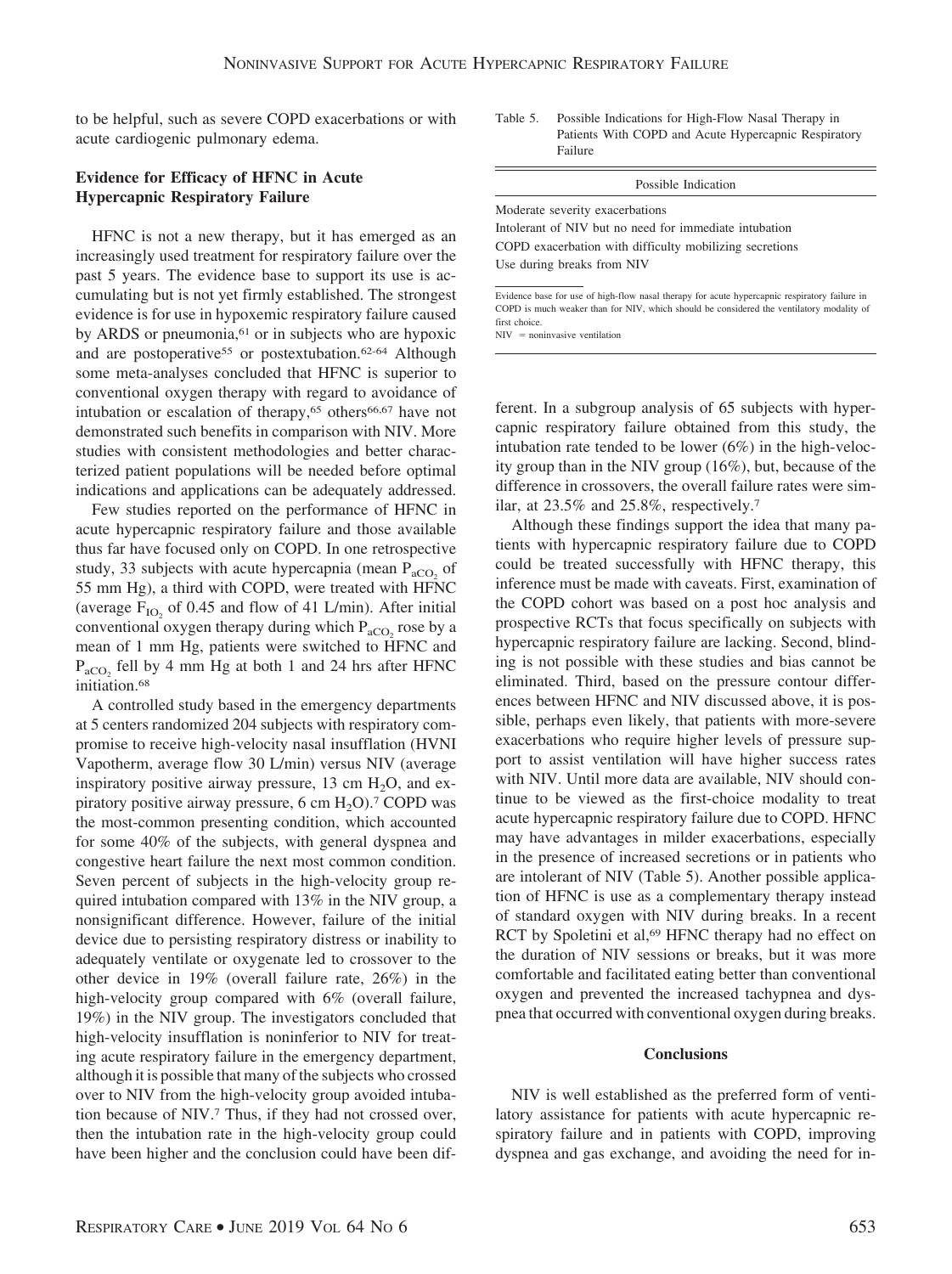to be helpful, such as severe COPD exacerbations or with acute cardiogenic pulmonary edema.

### Evidence for Efficacy of HFNC in Acute Hypercapnic Respiratory Failure

HFNC is not a new therapy, but it has emerged as an increasingly used treatment for respiratory failure over the past 5 years. The evidence base to support its use is accumulating but is not yet firmly established. The strongest evidence is for use in hypoxemic respiratory failure caused by ARDS or pneumonia,[61] or in subjects who are hypoxic and are postoperative[55] or postextubation.[62-64] Although some meta-analyses concluded that HFNC is superior to conventional oxygen therapy with regard to avoidance of intubation or escalation of therapy,[65] others[66,67] have not demonstrated such benefits in comparison with NIV. More studies with consistent methodologies and better characterized patient populations will be needed before optimal indications and applications can be adequately addressed.

Few studies reported on the performance of HFNC in acute hypercapnic respiratory failure and those available thus far have focused only on COPD. In one retrospective study, 33 subjects with acute hypercapnia (mean $P_{aCO_2}$ of 55 mm Hg), a third with COPD, were treated with HFNC (average $F_{IO_2}$ of 0.45 and flow of 41 L/min). After initial conventional oxygen therapy during which $P_{aCO_2}$ rose by a mean of 1 mm Hg, patients were switched to HFNC and $P_{aCO_2}$ fell by 4 mm Hg at both 1 and 24 hrs after HFNC initiation.[68]

A controlled study based in the emergency departments at 5 centers randomized 204 subjects with respiratory compromise to receive high-velocity nasal insufflation (HVNI Vapotherm, average flow 30 L/min) versus NIV (average inspiratory positive airway pressure, 13 cm $H_2O$, and expiratory positive airway pressure, 6 cm $H_2O$).[7] COPD was the most-common presenting condition, which accounted for some 40% of the subjects, with general dyspnea and congestive heart failure the next most common condition. Seven percent of subjects in the high-velocity group required intubation compared with 13% in the NIV group, a nonsignificant difference. However, failure of the initial device due to persisting respiratory distress or inability to adequately ventilate or oxygenate led to crossover to the other device in 19% (overall failure rate, 26%) in the high-velocity group compared with 6% (overall failure, 19%) in the NIV group. The investigators concluded that high-velocity insufflation is noninferior to NIV for treating acute respiratory failure in the emergency department, although it is possible that many of the subjects who crossed over to NIV from the high-velocity group avoided intubation because of NIV.[7] Thus, if they had not crossed over, then the intubation rate in the high-velocity group could have been higher and the conclusion could have been different. In a subgroup analysis of 65 subjects with hypercapnic respiratory failure obtained from this study, the intubation rate tended to be lower (6%) in the high-velocity group than in the NIV group (16%), but, because of the difference in crossovers, the overall failure rates were similar, at 23.5% and 25.8%, respectively.[7]

Table 5. Possible Indications for High-Flow Nasal Therapy in Patients With COPD and Acute Hypercapnic Respiratory Failure

| Possible Indication |
|---|
| Moderate severity exacerbations |
| Intolerant of NIV but no need for immediate intubation |
| COPD exacerbation with difficulty mobilizing secretions |
| Use during breaks from NIV |

Evidence base for use of high-flow nasal therapy for acute hypercapnic respiratory failure in COPD is much weaker than for NIV, which should be considered the ventilatory modality of first choice.
NIV = noninvasive ventilation

Although these findings support the idea that many patients with hypercapnic respiratory failure due to COPD could be treated successfully with HFNC therapy, this inference must be made with caveats. First, examination of the COPD cohort was based on a post hoc analysis and prospective RCTs that focus specifically on subjects with hypercapnic respiratory failure are lacking. Second, blinding is not possible with these studies and bias cannot be eliminated. Third, based on the pressure contour differences between HFNC and NIV discussed above, it is possible, perhaps even likely, that patients with more-severe exacerbations who require higher levels of pressure support to assist ventilation will have higher success rates with NIV. Until more data are available, NIV should continue to be viewed as the first-choice modality to treat acute hypercapnic respiratory failure due to COPD. HFNC may have advantages in milder exacerbations, especially in the presence of increased secretions or in patients who are intolerant of NIV (Table 5). Another possible application of HFNC is use as a complementary therapy instead of standard oxygen with NIV during breaks. In a recent RCT by Spoletini et al,[69] HFNC therapy had no effect on the duration of NIV sessions or breaks, but it was more comfortable and facilitated eating better than conventional oxygen and prevented the increased tachypnea and dyspnea that occurred with conventional oxygen during breaks.

## Conclusions

NIV is well established as the preferred form of ventilatory assistance for patients with acute hypercapnic respiratory failure and in patients with COPD, improving dyspnea and gas exchange, and avoiding the need for in-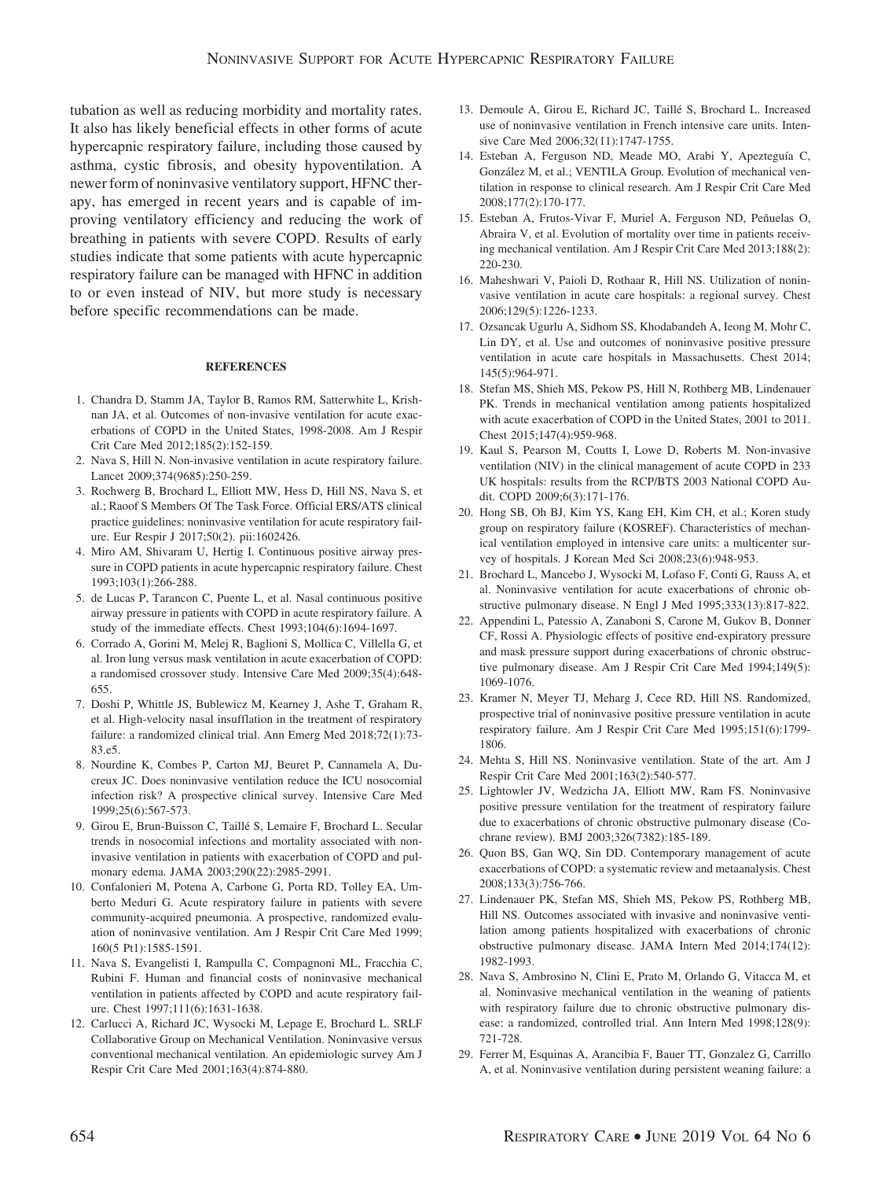tubation as well as reducing morbidity and mortality rates. It also has likely beneficial effects in other forms of acute hypercapnic respiratory failure, including those caused by asthma, cystic fibrosis, and obesity hypoventilation. A newer form of noninvasive ventilatory support, HFNC therapy, has emerged in recent years and is capable of improving ventilatory efficiency and reducing the work of breathing in patients with severe COPD. Results of early studies indicate that some patients with acute hypercapnic respiratory failure can be managed with HFNC in addition to or even instead of NIV, but more study is necessary before specific recommendations can be made.

## REFERENCES

1. Chandra D, Stamm JA, Taylor B, Ramos RM, Satterwhite L, Krishnan JA, et al. Outcomes of non-invasive ventilation for acute exacerbations of COPD in the United States, 1998-2008. Am J Respir Crit Care Med 2012;185(2):152-159.
2. Nava S, Hill N. Non-invasive ventilation in acute respiratory failure. Lancet 2009;374(9685):250-259.
3. Rochwerg B, Brochard L, Elliott MW, Hess D, Hill NS, Nava S, et al.; Raoof S Members Of The Task Force. Official ERS/ATS clinical practice guidelines: noninvasive ventilation for acute respiratory failure. Eur Respir J 2017;50(2). pii:1602426.
4. Miro AM, Shivaram U, Hertig I. Continuous positive airway pressure in COPD patients in acute hypercapnic respiratory failure. Chest 1993;103(1):266-288.
5. de Lucas P, Tarancon C, Puente L, et al. Nasal continuous positive airway pressure in patients with COPD in acute respiratory failure. A study of the immediate effects. Chest 1993;104(6):1694-1697.
6. Corrado A, Gorini M, Melej R, Baglioni S, Mollica C, Villella G, et al. Iron lung versus mask ventilation in acute exacerbation of COPD: a randomised crossover study. Intensive Care Med 2009;35(4):648-655.
7. Doshi P, Whittle JS, Bublewicz M, Kearney J, Ashe T, Graham R, et al. High-velocity nasal insufflation in the treatment of respiratory failure: a randomized clinical trial. Ann Emerg Med 2018;72(1):73-83.e5.
8. Nourdine K, Combes P, Carton MJ, Beuret P, Cannamela A, Ducreux JC. Does noninvasive ventilation reduce the ICU nosocomial infection risk? A prospective clinical survey. Intensive Care Med 1999;25(6):567-573.
9. Girou E, Brun-Buisson C, Taillé S, Lemaire F, Brochard L. Secular trends in nosocomial infections and mortality associated with noninvasive ventilation in patients with exacerbation of COPD and pulmonary edema. JAMA 2003;290(22):2985-2991.
10. Confalonieri M, Potena A, Carbone G, Porta RD, Tolley EA, Umberto Meduri G. Acute respiratory failure in patients with severe community-acquired pneumonia. A prospective, randomized evaluation of noninvasive ventilation. Am J Respir Crit Care Med 1999;160(5 Pt1):1585-1591.
11. Nava S, Evangelisti I, Rampulla C, Compagnoni ML, Fracchia C, Rubini F. Human and financial costs of noninvasive mechanical ventilation in patients affected by COPD and acute respiratory failure. Chest 1997;111(6):1631-1638.
12. Carlucci A, Richard JC, Wysocki M, Lepage E, Brochard L. SRLF Collaborative Group on Mechanical Ventilation. Noninvasive versus conventional mechanical ventilation. An epidemiologic survey Am J Respir Crit Care Med 2001;163(4):874-880.
13. Demoule A, Girou E, Richard JC, Taillé S, Brochard L. Increased use of noninvasive ventilation in French intensive care units. Intensive Care Med 2006;32(11):1747-1755.
14. Esteban A, Ferguson ND, Meade MO, Arabi Y, Apezteguía C, González M, et al.; VENTILA Group. Evolution of mechanical ventilation in response to clinical research. Am J Respir Crit Care Med 2008;177(2):170-177.
15. Esteban A, Frutos-Vivar F, Muriel A, Ferguson ND, Peñuelas O, Abraira V, et al. Evolution of mortality over time in patients receiving mechanical ventilation. Am J Respir Crit Care Med 2013;188(2):220-230.
16. Maheshwari V, Paioli D, Rothaar R, Hill NS. Utilization of noninvasive ventilation in acute care hospitals: a regional survey. Chest 2006;129(5):1226-1233.
17. Ozsancak Ugurlu A, Sidhom SS, Khodabandeh A, Ieong M, Mohr C, Lin DY, et al. Use and outcomes of noninvasive positive pressure ventilation in acute care hospitals in Massachusetts. Chest 2014;145(5):964-971.
18. Stefan MS, Shieh MS, Pekow PS, Hill N, Rothberg MB, Lindenauer PK. Trends in mechanical ventilation among patients hospitalized with acute exacerbation of COPD in the United States, 2001 to 2011. Chest 2015;147(4):959-968.
19. Kaul S, Pearson M, Coutts I, Lowe D, Roberts M. Non-invasive ventilation (NIV) in the clinical management of acute COPD in 233 UK hospitals: results from the RCP/BTS 2003 National COPD Audit. COPD 2009;6(3):171-176.
20. Hong SB, Oh BJ, Kim YS, Kang EH, Kim CH, et al.; Koren study group on respiratory failure (KOSREF). Characteristics of mechanical ventilation employed in intensive care units: a multicenter survey of hospitals. J Korean Med Sci 2008;23(6):948-953.
21. Brochard L, Mancebo J, Wysocki M, Lofaso F, Conti G, Rauss A, et al. Noninvasive ventilation for acute exacerbations of chronic obstructive pulmonary disease. N Engl J Med 1995;333(13):817-822.
22. Appendini L, Patessio A, Zanaboni S, Carone M, Gukov B, Donner CF, Rossi A. Physiologic effects of positive end-expiratory pressure and mask pressure support during exacerbations of chronic obstructive pulmonary disease. Am J Respir Crit Care Med 1994;149(5):1069-1076.
23. Kramer N, Meyer TJ, Meharg J, Cece RD, Hill NS. Randomized, prospective trial of noninvasive positive pressure ventilation in acute respiratory failure. Am J Respir Crit Care Med 1995;151(6):1799-1806.
24. Mehta S, Hill NS. Noninvasive ventilation. State of the art. Am J Respir Crit Care Med 2001;163(2):540-577.
25. Lightowler JV, Wedzicha JA, Elliott MW, Ram FS. Noninvasive positive pressure ventilation for the treatment of respiratory failure due to exacerbations of chronic obstructive pulmonary disease (Cochrane review). BMJ 2003;326(7382):185-189.
26. Quon BS, Gan WQ, Sin DD. Contemporary management of acute exacerbations of COPD: a systematic review and metaanalysis. Chest 2008;133(3):756-766.
27. Lindenauer PK, Stefan MS, Shieh MS, Pekow PS, Rothberg MB, Hill NS. Outcomes associated with invasive and noninvasive ventilation among patients hospitalized with exacerbations of chronic obstructive pulmonary disease. JAMA Intern Med 2014;174(12):1982-1993.
28. Nava S, Ambrosino N, Clini E, Prato M, Orlando G, Vitacca M, et al. Noninvasive mechanical ventilation in the weaning of patients with respiratory failure due to chronic obstructive pulmonary disease: a randomized, controlled trial. Ann Intern Med 1998;128(9):721-728.
29. Ferrer M, Esquinas A, Arancibia F, Bauer TT, Gonzalez G, Carrillo A, et al. Noninvasive ventilation during persistent weaning failure: a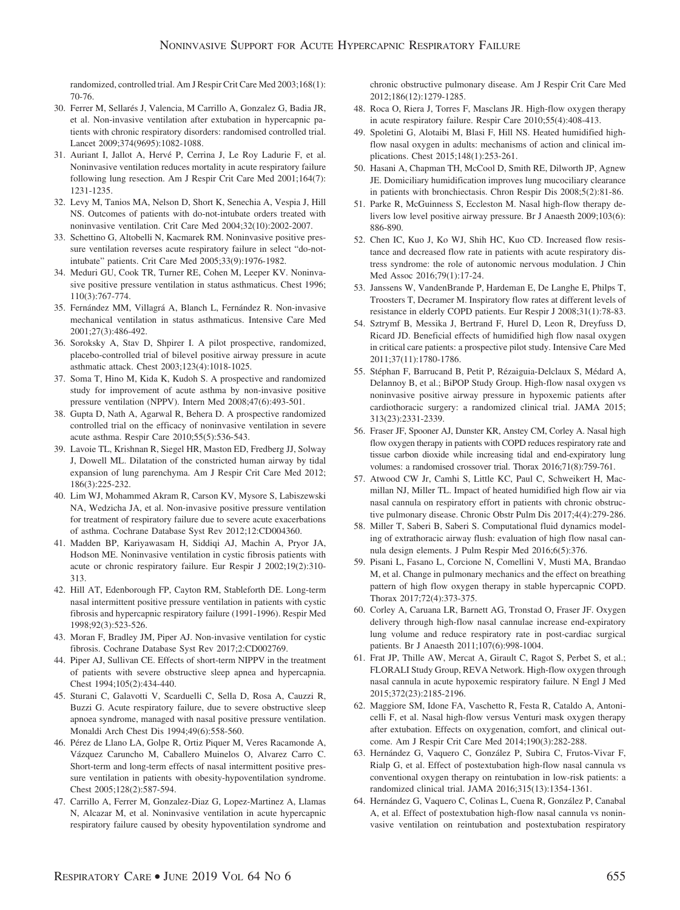randomized, controlled trial. Am J Respir Crit Care Med 2003;168(1): 70-76.

30. Ferrer M, Sellarés J, Valencia, M Carrillo A, Gonzalez G, Badia JR, et al. Non-invasive ventilation after extubation in hypercapnic patients with chronic respiratory disorders: randomised controlled trial. Lancet 2009;374(9695):1082-1088.
31. Auriant I, Jallot A, Hervé P, Cerrina J, Le Roy Ladurie F, et al. Noninvasive ventilation reduces mortality in acute respiratory failure following lung resection. Am J Respir Crit Care Med 2001;164(7): 1231-1235.
32. Levy M, Tanios MA, Nelson D, Short K, Senechia A, Vespia J, Hill NS. Outcomes of patients with do-not-intubate orders treated with noninvasive ventilation. Crit Care Med 2004;32(10):2002-2007.
33. Schettino G, Altobelli N, Kacmarek RM. Noninvasive positive pressure ventilation reverses acute respiratory failure in select "do-not-intubate" patients. Crit Care Med 2005;33(9):1976-1982.
34. Meduri GU, Cook TR, Turner RE, Cohen M, Leeper KV. Noninvasive positive pressure ventilation in status asthmaticus. Chest 1996; 110(3):767-774.
35. Fernández MM, Villagrá A, Blanch L, Fernández R. Non-invasive mechanical ventilation in status asthmaticus. Intensive Care Med 2001;27(3):486-492.
36. Soroksky A, Stav D, Shpirer I. A pilot prospective, randomized, placebo-controlled trial of bilevel positive airway pressure in acute asthmatic attack. Chest 2003;123(4):1018-1025.
37. Soma T, Hino M, Kida K, Kudoh S. A prospective and randomized study for improvement of acute asthma by non-invasive positive pressure ventilation (NPPV). Intern Med 2008;47(6):493-501.
38. Gupta D, Nath A, Agarwal R, Behera D. A prospective randomized controlled trial on the efficacy of noninvasive ventilation in severe acute asthma. Respir Care 2010;55(5):536-543.
39. Lavoie TL, Krishnan R, Siegel HR, Maston ED, Fredberg JJ, Solway J, Dowell ML. Dilatation of the constricted human airway by tidal expansion of lung parenchyma. Am J Respir Crit Care Med 2012; 186(3):225-232.
40. Lim WJ, Mohammed Akram R, Carson KV, Mysore S, Labiszewski NA, Wedzicha JA, et al. Non-invasive positive pressure ventilation for treatment of respiratory failure due to severe acute exacerbations of asthma. Cochrane Database Syst Rev 2012;12:CD004360.
41. Madden BP, Kariyawasam H, Siddiqi AJ, Machin A, Pryor JA, Hodson ME. Noninvasive ventilation in cystic fibrosis patients with acute or chronic respiratory failure. Eur Respir J 2002;19(2):310-313.
42. Hill AT, Edenborough FP, Cayton RM, Stableforth DE. Long-term nasal intermittent positive pressure ventilation in patients with cystic fibrosis and hypercapnic respiratory failure (1991-1996). Respir Med 1998;92(3):523-526.
43. Moran F, Bradley JM, Piper AJ. Non-invasive ventilation for cystic fibrosis. Cochrane Database Syst Rev 2017;2:CD002769.
44. Piper AJ, Sullivan CE. Effects of short-term NIPPV in the treatment of patients with severe obstructive sleep apnea and hypercapnia. Chest 1994;105(2):434-440.
45. Sturani C, Galavotti V, Scarduelli C, Sella D, Rosa A, Cauzzi R, Buzzi G. Acute respiratory failure, due to severe obstructive sleep apnoea syndrome, managed with nasal positive pressure ventilation. Monaldi Arch Chest Dis 1994;49(6):558-560.
46. Pérez de Llano LA, Golpe R, Ortiz Piquer M, Veres Racamonde A, Vázquez Caruncho M, Caballero Muinelos O, Alvarez Carro C. Short-term and long-term effects of nasal intermittent positive pressure ventilation in patients with obesity-hypoventilation syndrome. Chest 2005;128(2):587-594.
47. Carrillo A, Ferrer M, Gonzalez-Diaz G, Lopez-Martinez A, Llamas N, Alcazar M, et al. Noninvasive ventilation in acute hypercapnic respiratory failure caused by obesity hypoventilation syndrome and chronic obstructive pulmonary disease. Am J Respir Crit Care Med 2012;186(12):1279-1285.
48. Roca O, Riera J, Torres F, Masclans JR. High-flow oxygen therapy in acute respiratory failure. Respir Care 2010;55(4):408-413.
49. Spoletini G, Alotaibi M, Blasi F, Hill NS. Heated humidified high-flow nasal oxygen in adults: mechanisms of action and clinical implications. Chest 2015;148(1):253-261.
50. Hasani A, Chapman TH, McCool D, Smith RE, Dilworth JP, Agnew JE. Domiciliary humidification improves lung mucociliary clearance in patients with bronchiectasis. Chron Respir Dis 2008;5(2):81-86.
51. Parke R, McGuinness S, Eccleston M. Nasal high-flow therapy delivers low level positive airway pressure. Br J Anaesth 2009;103(6): 886-890.
52. Chen IC, Kuo J, Ko WJ, Shih HC, Kuo CD. Increased flow resistance and decreased flow rate in patients with acute respiratory distress syndrome: the role of autonomic nervous modulation. J Chin Med Assoc 2016;79(1):17-24.
53. Janssens W, VandenBrande P, Hardeman E, De Langhe E, Philps T, Troosters T, Decramer M. Inspiratory flow rates at different levels of resistance in elderly COPD patients. Eur Respir J 2008;31(1):78-83.
54. Sztrymf B, Messika J, Bertrand F, Hurel D, Leon R, Dreyfuss D, Ricard JD. Beneficial effects of humidified high flow nasal oxygen in critical care patients: a prospective pilot study. Intensive Care Med 2011;37(11):1780-1786.
55. Stéphan F, Barrucand B, Petit P, Rézaiguia-Delclaux S, Médard A, Delannoy B, et al.; BiPOP Study Group. High-flow nasal oxygen vs noninvasive positive airway pressure in hypoxemic patients after cardiothoracic surgery: a randomized clinical trial. JAMA 2015; 313(23):2331-2339.
56. Fraser JF, Spooner AJ, Dunster KR, Anstey CM, Corley A. Nasal high flow oxygen therapy in patients with COPD reduces respiratory rate and tissue carbon dioxide while increasing tidal and end-expiratory lung volumes: a randomised crossover trial. Thorax 2016;71(8):759-761.
57. Atwood CW Jr, Camhi S, Little KC, Paul C, Schweikert H, Macmillan NJ, Miller TL. Impact of heated humidified high flow air via nasal cannula on respiratory effort in patients with chronic obstructive pulmonary disease. Chronic Obstr Pulm Dis 2017;4(4):279-286.
58. Miller T, Saberi B, Saberi S. Computational fluid dynamics modeling of extrathoracic airway flush: evaluation of high flow nasal cannula design elements. J Pulm Respir Med 2016;6(5):376.
59. Pisani L, Fasano L, Corcione N, Comellini V, Musti MA, Brandao M, et al. Change in pulmonary mechanics and the effect on breathing pattern of high flow oxygen therapy in stable hypercapnic COPD. Thorax 2017;72(4):373-375.
60. Corley A, Caruana LR, Barnett AG, Tronstad O, Fraser JF. Oxygen delivery through high-flow nasal cannulae increase end-expiratory lung volume and reduce respiratory rate in post-cardiac surgical patients. Br J Anaesth 2011;107(6):998-1004.
61. Frat JP, Thille AW, Mercat A, Girault C, Ragot S, Perbet S, et al.; FLORALI Study Group, REVA Network. High-flow oxygen through nasal cannula in acute hypoxemic respiratory failure. N Engl J Med 2015;372(23):2185-2196.
62. Maggiore SM, Idone FA, Vaschetto R, Festa R, Cataldo A, Antonicelli F, et al. Nasal high-flow versus Venturi mask oxygen therapy after extubation. Effects on oxygenation, comfort, and clinical outcome. Am J Respir Crit Care Med 2014;190(3):282-288.
63. Hernández G, Vaquero C, González P, Subira C, Frutos-Vivar F, Rialp G, et al. Effect of postextubation high-flow nasal cannula vs conventional oxygen therapy on reintubation in low-risk patients: a randomized clinical trial. JAMA 2016;315(13):1354-1361.
64. Hernández G, Vaquero C, Colinas L, Cuena R, González P, Canabal A, et al. Effect of postextubation high-flow nasal cannula vs noninvasive ventilation on reintubation and postextubation respiratory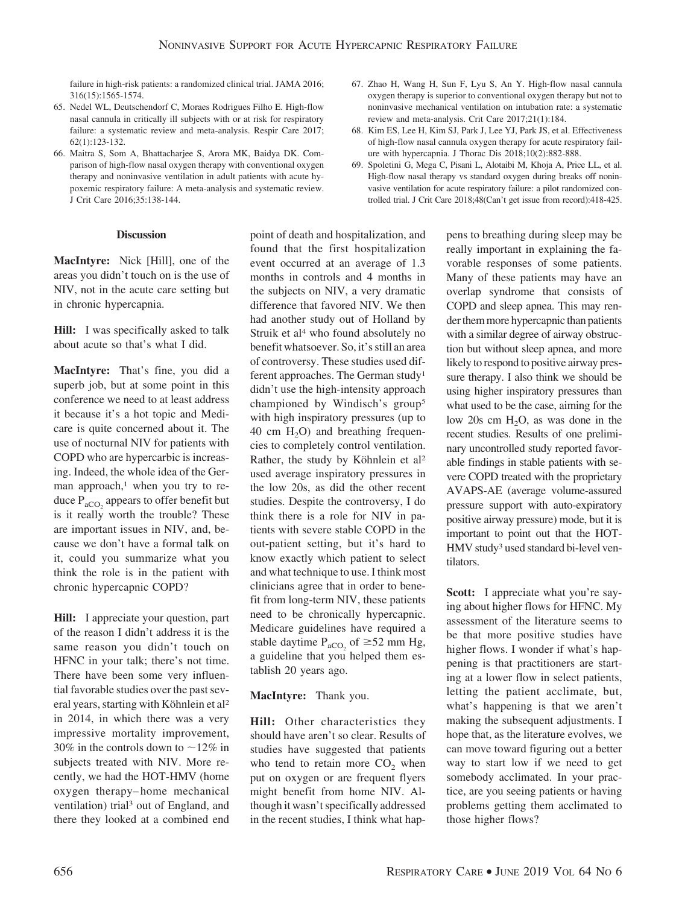failure in high-risk patients: a randomized clinical trial. JAMA 2016; 316(15):1565-1574.

65. Nedel WL, Deutschendorf C, Moraes Rodrigues Filho E. High-flow nasal cannula in critically ill subjects with or at risk for respiratory failure: a systematic review and meta-analysis. Respir Care 2017; 62(1):123-132.
66. Maitra S, Som A, Bhattacharjee S, Arora MK, Baidya DK. Comparison of high-flow nasal oxygen therapy with conventional oxygen therapy and noninvasive ventilation in adult patients with acute hypoxemic respiratory failure: A meta-analysis and systematic review. J Crit Care 2016;35:138-144.
67. Zhao H, Wang H, Sun F, Lyu S, An Y. High-flow nasal cannula oxygen therapy is superior to conventional oxygen therapy but not to noninvasive mechanical ventilation on intubation rate: a systematic review and meta-analysis. Crit Care 2017;21(1):184.
68. Kim ES, Lee H, Kim SJ, Park J, Lee YJ, Park JS, et al. Effectiveness of high-flow nasal cannula oxygen therapy for acute respiratory failure with hypercapnia. J Thorac Dis 2018;10(2):882-888.
69. Spoletini G, Mega C, Pisani L, Alotaibi M, Khoja A, Price LL, et al. High-flow nasal therapy vs standard oxygen during breaks off noninvasive ventilation for acute respiratory failure: a pilot randomized controlled trial. J Crit Care 2018;48(Can't get issue from record):418-425.

## Discussion

**MacIntyre:** Nick [Hill], one of the areas you didn't touch on is the use of NIV, not in the acute care setting but in chronic hypercapnia.

**Hill:** I was specifically asked to talk about acute so that's what I did.

**MacIntyre:** That's fine, you did a superb job, but at some point in this conference we need to at least address it because it's a hot topic and Medicare is quite concerned about it. The use of nocturnal NIV for patients with COPD who are hypercarbic is increasing. Indeed, the whole idea of the German approach,[1] when you try to reduce $P_{aCO_2}$ appears to offer benefit but is it really worth the trouble? These are important issues in NIV, and, because we don't have a formal talk on it, could you summarize what you think the role is in the patient with chronic hypercapnic COPD?

**Hill:** I appreciate your question, part of the reason I didn't address it is the same reason you didn't touch on HFNC in your talk; there's not time. There have been some very influential favorable studies over the past several years, starting with Köhnlein et al[2] in 2014, in which there was a very impressive mortality improvement, 30% in the controls down to ~12% in subjects treated with NIV. More recently, we had the HOT-HMV (home oxygen therapy–home mechanical ventilation) trial[3] out of England, and there they looked at a combined end point of death and hospitalization, and found that the first hospitalization event occurred at an average of 1.3 months in controls and 4 months in the subjects on NIV, a very dramatic difference that favored NIV. We then had another study out of Holland by Struik et al[4] who found absolutely no benefit whatsoever. So, it's still an area of controversy. These studies used different approaches. The German study[1] didn't use the high-intensity approach championed by Windisch's group[5] with high inspiratory pressures (up to 40 cm $H_2O$) and breathing frequencies to completely control ventilation. Rather, the study by Köhnlein et al[2] used average inspiratory pressures in the low 20s, as did the other recent studies. Despite the controversy, I do think there is a role for NIV in patients with severe stable COPD in the out-patient setting, but it's hard to know exactly which patient to select and what technique to use. I think most clinicians agree that in order to benefit from long-term NIV, these patients need to be chronically hypercapnic. Medicare guidelines have required a stable daytime $P_{aCO_2}$ of ≥52 mm Hg, a guideline that you helped them establish 20 years ago.

**MacIntyre:** Thank you.

**Hill:** Other characteristics they should have aren't so clear. Results of studies have suggested that patients who tend to retain more $CO_2$ when put on oxygen or are frequent flyers might benefit from home NIV. Although it wasn't specifically addressed in the recent studies, I think what happens to breathing during sleep may be really important in explaining the favorable responses of some patients. Many of these patients may have an overlap syndrome that consists of COPD and sleep apnea. This may render them more hypercapnic than patients with a similar degree of airway obstruction but without sleep apnea, and more likely to respond to positive airway pressure therapy. I also think we should be using higher inspiratory pressures than what used to be the case, aiming for the low 20s cm $H_2O$, as was done in the recent studies. Results of one preliminary uncontrolled study reported favorable findings in stable patients with severe COPD treated with the proprietary AVAPS-AE (average volume-assured pressure support with auto-expiratory positive airway pressure) mode, but it is important to point out that the HOT-HMV study[3] used standard bi-level ventilators.

**Scott:** I appreciate what you're saying about higher flows for HFNC. My assessment of the literature seems to be that more positive studies have higher flows. I wonder if what's happening is that practitioners are starting at a lower flow in select patients, letting the patient acclimate, but, what's happening is that we aren't making the subsequent adjustments. I hope that, as the literature evolves, we can move toward figuring out a better way to start low if we need to get somebody acclimated. In your practice, are you seeing patients or having problems getting them acclimated to those higher flows?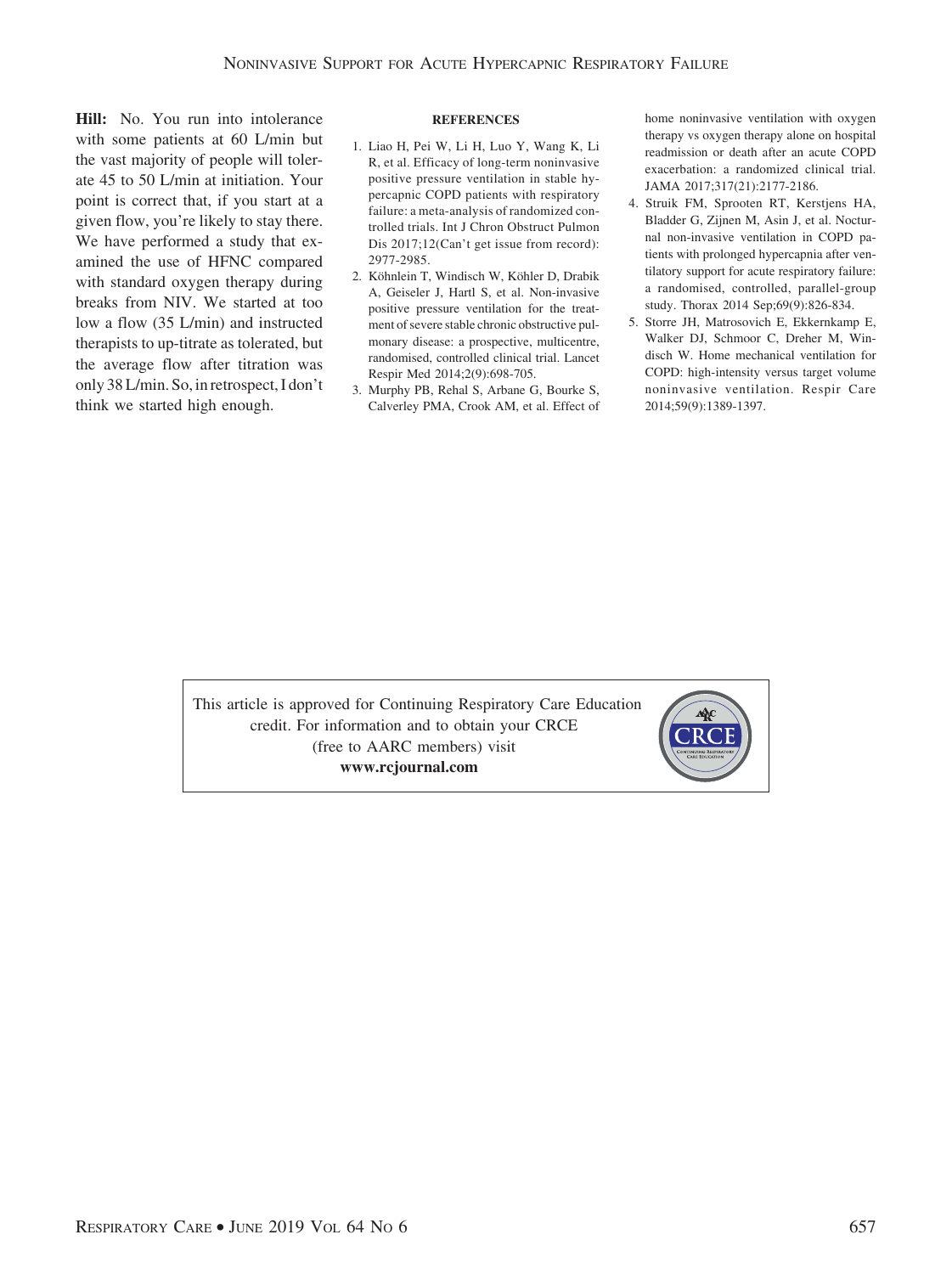**Hill:** No. You run into intolerance with some patients at 60 L/min but the vast majority of people will tolerate 45 to 50 L/min at initiation. Your point is correct that, if you start at a given flow, you're likely to stay there. We have performed a study that examined the use of HFNC compared with standard oxygen therapy during breaks from NIV. We started at too low a flow (35 L/min) and instructed therapists to up-titrate as tolerated, but the average flow after titration was only 38 L/min. So, in retrospect, I don't think we started high enough.

## REFERENCES

1. Liao H, Pei W, Li H, Luo Y, Wang K, Li R, et al. Efficacy of long-term noninvasive positive pressure ventilation in stable hypercapnic COPD patients with respiratory failure: a meta-analysis of randomized controlled trials. Int J Chron Obstruct Pulmon Dis 2017;12(Can't get issue from record): 2977-2985.
2. Köhnlein T, Windisch W, Köhler D, Drabik A, Geiseler J, Hartl S, et al. Non-invasive positive pressure ventilation for the treatment of severe stable chronic obstructive pulmonary disease: a prospective, multicentre, randomised, controlled clinical trial. Lancet Respir Med 2014;2(9):698-705.
3. Murphy PB, Rehal S, Arbane G, Bourke S, Calverley PMA, Crook AM, et al. Effect of home noninvasive ventilation with oxygen therapy vs oxygen therapy alone on hospital readmission or death after an acute COPD exacerbation: a randomized clinical trial. JAMA 2017;317(21):2177-2186.
4. Struik FM, Sprooten RT, Kerstjens HA, Bladder G, Zijnen M, Asin J, et al. Nocturnal non-invasive ventilation in COPD patients with prolonged hypercapnia after ventilatory support for acute respiratory failure: a randomised, controlled, parallel-group study. Thorax 2014 Sep;69(9):826-834.
5. Storre JH, Matrosovich E, Ekkernkamp E, Walker DJ, Schmoor C, Dreher M, Windisch W. Home mechanical ventilation for COPD: high-intensity versus target volume noninvasive ventilation. Respir Care 2014;59(9):1389-1397.

This article is approved for Continuing Respiratory Care Education credit. For information and to obtain your CRCE (free to AARC members) visit **www.rcjournal.com**